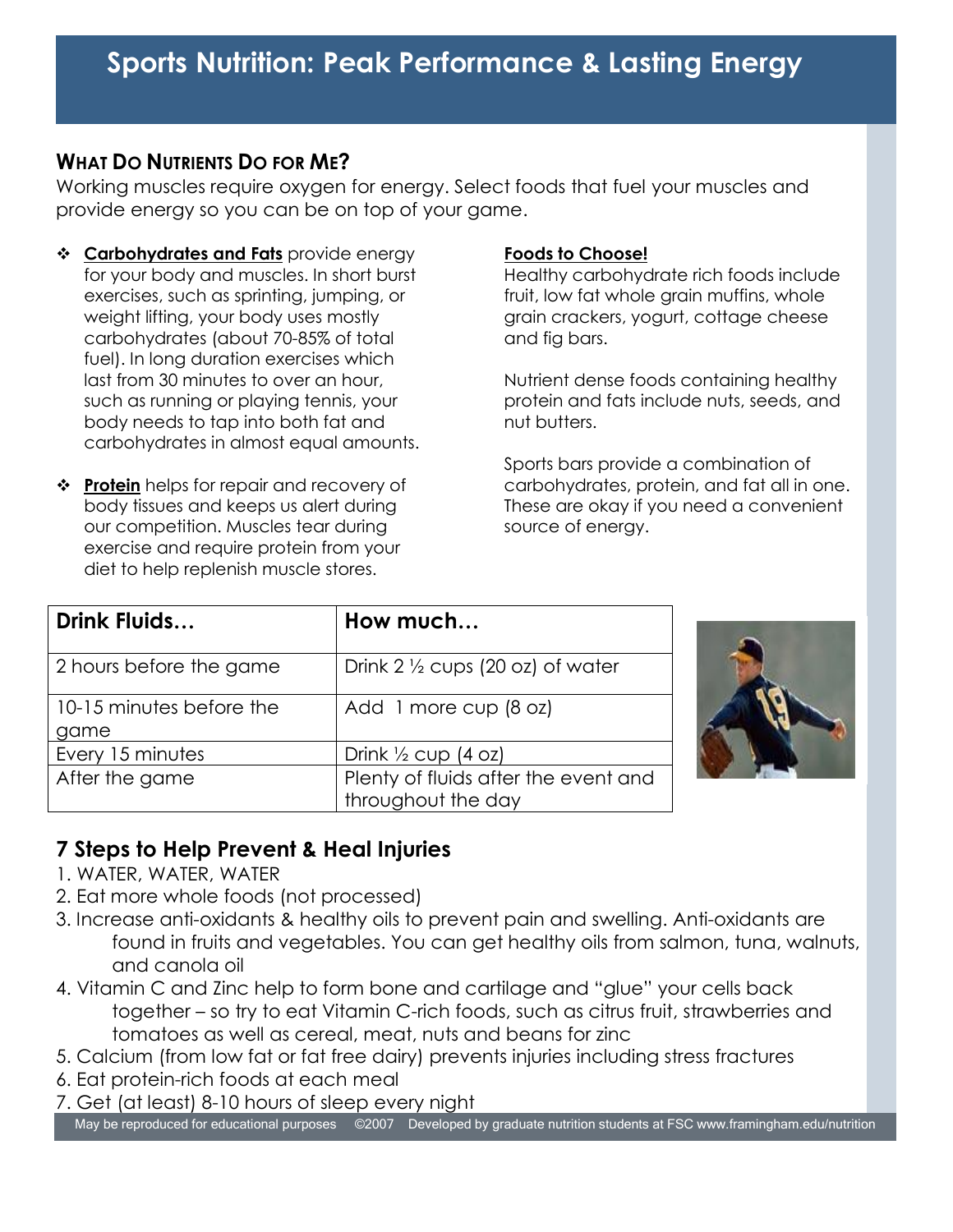# Sports Nutrition: Peak Performance & Lasting Energy

## What Do Nutrients Do for Me?

Working muscles require oxygen for energy. Select foods that fuel your muscles and provide energy so you can be on top of your game.

- **Carbohydrates and Fats** provide energy for your body and muscles. In short burst exercises, such as sprinting, jumping, or weight lifting, your body uses mostly carbohydrates (about 70-85% of total fuel). In long duration exercises which last from 30 minutes to over an hour, such as running or playing tennis, your body needs to tap into both fat and carbohydrates in almost equal amounts.
- **Protein** helps for repair and recovery of body tissues and keeps us alert during our competition. Muscles tear during exercise and require protein from your diet to help replenish muscle stores.

**Foods to Choose!**

Healthy carbohydrate rich foods include fruit, low fat whole grain muffins, whole grain crackers, yogurt, cottage cheese and fig bars.

Nutrient dense foods containing healthy protein and fats include nuts, seeds, and nut butters.

Sports bars provide a combination of carbohydrates, protein, and fat all in one. These are okay if you need a convenient source of energy.

| Drink Fluids… | How much… |
| --- | --- |
| 2 hours before the game | Drink 2 ½ cups (20 oz) of water |
| 10-15 minutes before the game | Add 1 more cup (8 oz) |
| Every 15 minutes | Drink ½ cup (4 oz) |
| After the game | Plenty of fluids after the event and throughout the day |

## 7 Steps to Help Prevent & Heal Injuries

1. WATER, WATER, WATER
2. Eat more whole foods (not processed)
3. Increase anti-oxidants & healthy oils to prevent pain and swelling. Anti-oxidants are found in fruits and vegetables. You can get healthy oils from salmon, tuna, walnuts, and canola oil
4. Vitamin C and Zinc help to form bone and cartilage and "glue" your cells back together – so try to eat Vitamin C-rich foods, such as citrus fruit, strawberries and tomatoes as well as cereal, meat, nuts and beans for zinc
5. Calcium (from low fat or fat free dairy) prevents injuries including stress fractures
6. Eat protein-rich foods at each meal
7. Get (at least) 8-10 hours of sleep every night

May be reproduced for educational purposes ©2007 Developed by graduate nutrition students at FSC www.framingham.edu/nutrition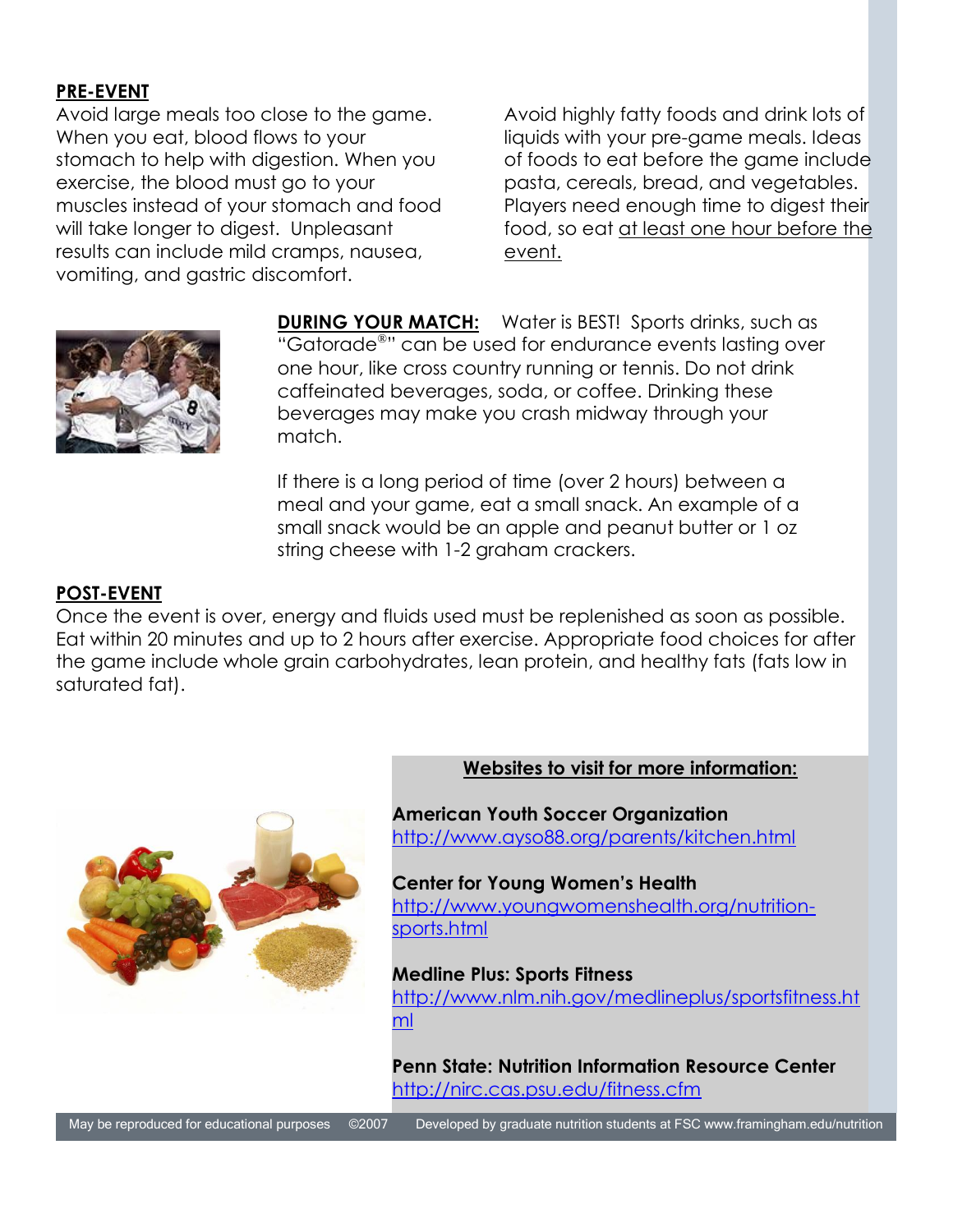## PRE-EVENT

Avoid large meals too close to the game. When you eat, blood flows to your stomach to help with digestion. When you exercise, the blood must go to your muscles instead of your stomach and food will take longer to digest. Unpleasant results can include mild cramps, nausea, vomiting, and gastric discomfort.

Avoid highly fatty foods and drink lots of liquids with your pre-game meals. Ideas of foods to eat before the game include pasta, cereals, bread, and vegetables. Players need enough time to digest their food, so eat at least one hour before the event.

**DURING YOUR MATCH:** Water is BEST! Sports drinks, such as "Gatorade®" can be used for endurance events lasting over one hour, like cross country running or tennis. Do not drink caffeinated beverages, soda, or coffee. Drinking these beverages may make you crash midway through your match.

If there is a long period of time (over 2 hours) between a meal and your game, eat a small snack. An example of a small snack would be an apple and peanut butter or 1 oz string cheese with 1-2 graham crackers.

## POST-EVENT

Once the event is over, energy and fluids used must be replenished as soon as possible. Eat within 20 minutes and up to 2 hours after exercise. Appropriate food choices for after the game include whole grain carbohydrates, lean protein, and healthy fats (fats low in saturated fat).

**Websites to visit for more information:**

**American Youth Soccer Organization**
http://www.ayso88.org/parents/kitchen.html

**Center for Young Women's Health**
http://www.youngwomenshealth.org/nutrition-sports.html

**Medline Plus: Sports Fitness**
http://www.nlm.nih.gov/medlineplus/sportsfitness.html

**Penn State: Nutrition Information Resource Center**
http://nirc.cas.psu.edu/fitness.cfm

May be reproduced for educational purposes ©2007 Developed by graduate nutrition students at FSC www.framingham.edu/nutrition